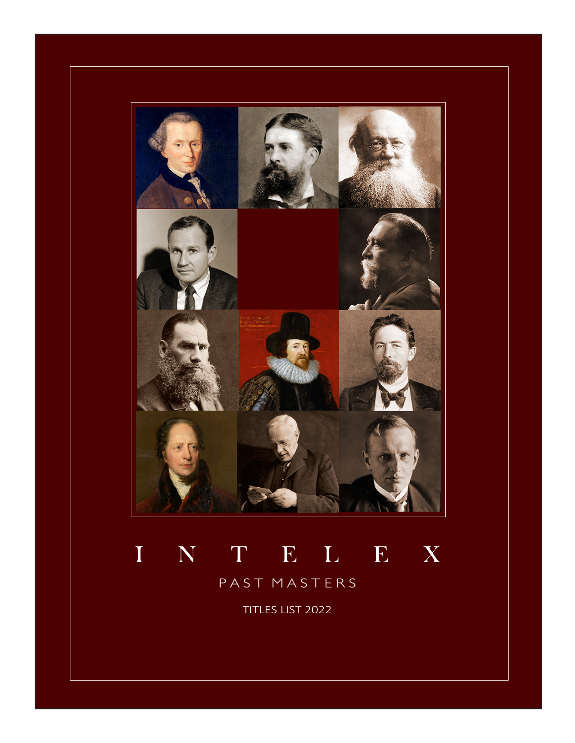# INTELEX

PAST MASTERS

TITLES LIST 2022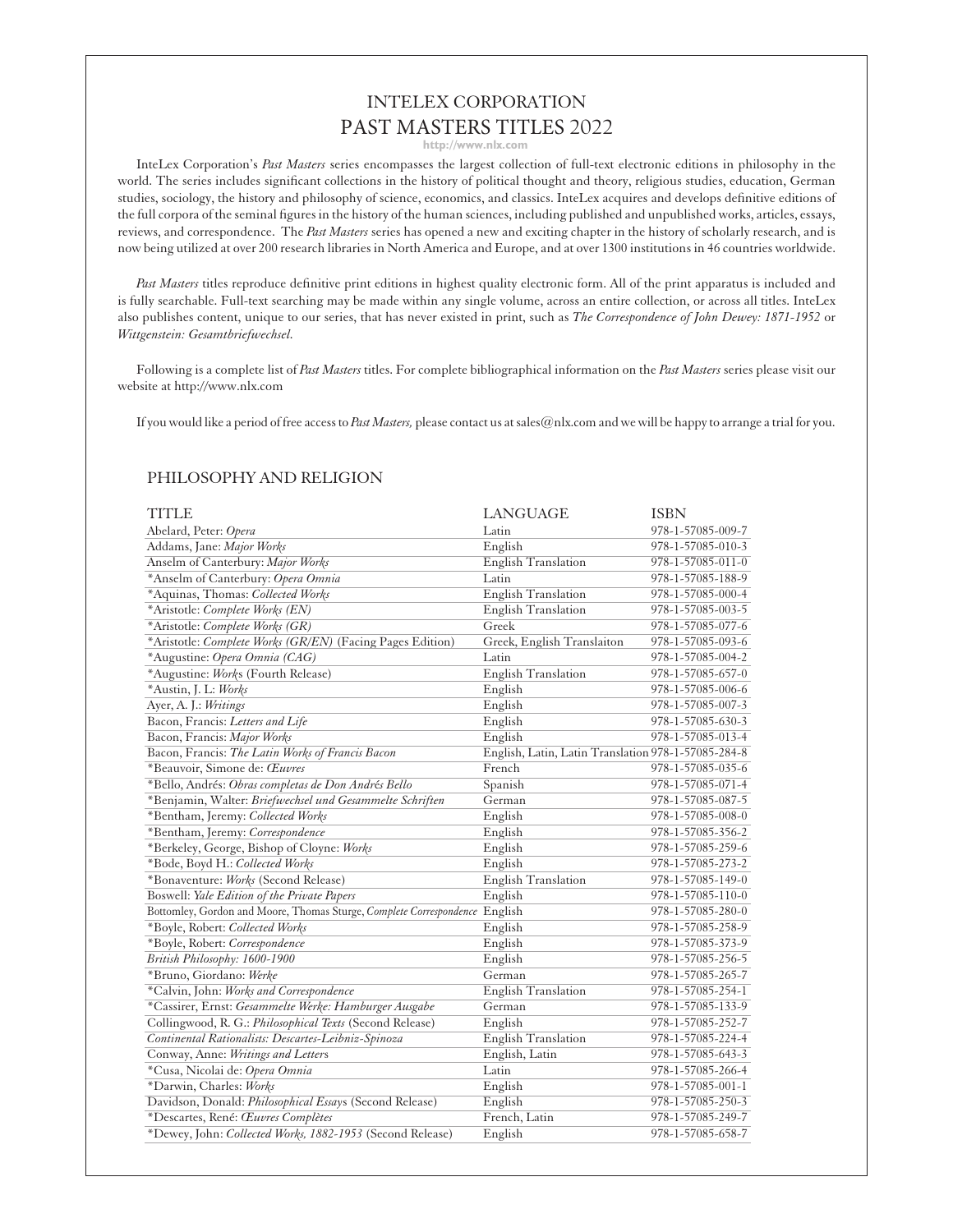# INTELEX CORPORATION

# PAST MASTERS TITLES 2022

http://www.nlx.com

InteLex Corporation's *Past Masters* series encompasses the largest collection of full-text electronic editions in philosophy in the world. The series includes significant collections in the history of political thought and theory, religious studies, education, German studies, sociology, the history and philosophy of science, economics, and classics. InteLex acquires and develops definitive editions of the full corpora of the seminal figures in the history of the human sciences, including published and unpublished works, articles, essays, reviews, and correspondence. The *Past Masters* series has opened a new and exciting chapter in the history of scholarly research, and is now being utilized at over 200 research libraries in North America and Europe, and at over 1300 institutions in 46 countries worldwide.

*Past Masters* titles reproduce definitive print editions in highest quality electronic form. All of the print apparatus is included and is fully searchable. Full-text searching may be made within any single volume, across an entire collection, or across all titles. InteLex also publishes content, unique to our series, that has never existed in print, such as *The Correspondence of John Dewey: 1871-1952* or *Wittgenstein: Gesamtbriefwechsel.*

Following is a complete list of *Past Masters* titles. For complete bibliographical information on the *Past Masters* series please visit our website at http://www.nlx.com

If you would like a period of free access to *Past Masters,* please contact us at sales@nlx.com and we will be happy to arrange a trial for you.

## PHILOSOPHY AND RELIGION

| TITLE | LANGUAGE | ISBN |
|---|---|---|
| Abelard, Peter: *Opera* | Latin | 978-1-57085-009-7 |
| Addams, Jane: *Major Works* | English | 978-1-57085-010-3 |
| Anselm of Canterbury: *Major Works* | English Translation | 978-1-57085-011-0 |
| *Anselm of Canterbury: *Opera Omnia* | Latin | 978-1-57085-188-9 |
| *Aquinas, Thomas: *Collected Works* | English Translation | 978-1-57085-000-4 |
| *Aristotle: *Complete Works (EN)* | English Translation | 978-1-57085-003-5 |
| *Aristotle: *Complete Works (GR)* | Greek | 978-1-57085-077-6 |
| *Aristotle: *Complete Works (GR/EN)* (Facing Pages Edition) | Greek, English Translaiton | 978-1-57085-093-6 |
| *Augustine: *Opera Omnia (CAG)* | Latin | 978-1-57085-004-2 |
| *Augustine: *Works* (Fourth Release) | English Translation | 978-1-57085-657-0 |
| *Austin, J. L: *Works* | English | 978-1-57085-006-6 |
| Ayer, A. J.: *Writings* | English | 978-1-57085-007-3 |
| Bacon, Francis: *Letters and Life* | English | 978-1-57085-630-3 |
| Bacon, Francis: *Major Works* | English | 978-1-57085-013-4 |
| Bacon, Francis: *The Latin Works of Francis Bacon* | English, Latin, Latin Translation | 978-1-57085-284-8 |
| *Beauvoir, Simone de: *Œuvres* | French | 978-1-57085-035-6 |
| *Bello, Andrés: *Obras completas de Don Andrés Bello* | Spanish | 978-1-57085-071-4 |
| *Benjamin, Walter: *Briefwechsel und Gesammelte Schriften* | German | 978-1-57085-087-5 |
| *Bentham, Jeremy: *Collected Works* | English | 978-1-57085-008-0 |
| *Bentham, Jeremy: *Correspondence* | English | 978-1-57085-356-2 |
| *Berkeley, George, Bishop of Cloyne: *Works* | English | 978-1-57085-259-6 |
| *Bode, Boyd H.: *Collected Works* | English | 978-1-57085-273-2 |
| *Bonaventure: *Works* (Second Release) | English Translation | 978-1-57085-149-0 |
| Boswell: *Yale Edition of the Private Papers* | English | 978-1-57085-110-0 |
| Bottomley, Gordon and Moore, Thomas Sturge, *Complete Correspondence* | English | 978-1-57085-280-0 |
| *Boyle, Robert: *Collected Works* | English | 978-1-57085-258-9 |
| *Boyle, Robert: *Correspondence* | English | 978-1-57085-373-9 |
| *British Philosophy: 1600-1900* | English | 978-1-57085-256-5 |
| *Bruno, Giordano: *Werke* | German | 978-1-57085-265-7 |
| *Calvin, John: *Works and Correspondence* | English Translation | 978-1-57085-254-1 |
| *Cassirer, Ernst: *Gesammelte Werke: Hamburger Ausgabe* | German | 978-1-57085-133-9 |
| Collingwood, R. G.: *Philosophical Texts* (Second Release) | English | 978-1-57085-252-7 |
| *Continental Rationalists: Descartes-Leibniz-Spinoza* | English Translation | 978-1-57085-224-4 |
| Conway, Anne: *Writings and Letters* | English, Latin | 978-1-57085-643-3 |
| *Cusa, Nicolai de: *Opera Omnia* | Latin | 978-1-57085-266-4 |
| *Darwin, Charles: *Works* | English | 978-1-57085-001-1 |
| Davidson, Donald: *Philosophical Essays* (Second Release) | English | 978-1-57085-250-3 |
| *Descartes, René: *Œuvres Complètes* | French, Latin | 978-1-57085-249-7 |
| *Dewey, John: *Collected Works, 1882-1953* (Second Release) | English | 978-1-57085-658-7 |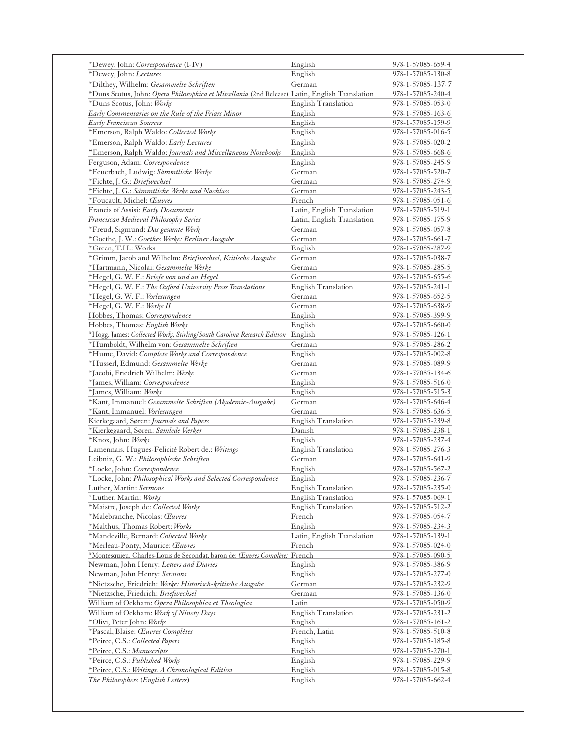| | | |
|---|---|---|
| *Dewey, John: *Correspondence* (I-IV) | English | 978-1-57085-659-4 |
| *Dewey, John: *Lectures* | English | 978-1-57085-130-8 |
| *Dilthey, Wilhelm: *Gesammelte Schriften* | German | 978-1-57085-137-7 |
| *Duns Scotus, John: *Opera Philosophica et Miscellania* (2nd Release) | Latin, English Translation | 978-1-57085-240-4 |
| *Duns Scotus, John: *Works* | English Translation | 978-1-57085-053-0 |
| *Early Commentaries on the Rule of the Friars Minor* | English | 978-1-57085-163-6 |
| *Early Franciscan Sources* | English | 978-1-57085-159-9 |
| *Emerson, Ralph Waldo: *Collected Works* | English | 978-1-57085-016-5 |
| *Emerson, Ralph Waldo: *Early Lectures* | English | 978-1-57085-020-2 |
| *Emerson, Ralph Waldo: *Journals and Miscellaneous Notebooks* | English | 978-1-57085-668-6 |
| Ferguson, Adam: *Correspondence* | English | 978-1-57085-245-9 |
| *Feuerbach, Ludwig: *Sämmtliche Werke* | German | 978-1-57085-520-7 |
| *Fichte, J. G.: *Briefwechsel* | German | 978-1-57085-274-9 |
| *Fichte, J. G.: *Sämmtliche Werke und Nachlass* | German | 978-1-57085-243-5 |
| *Foucault, Michel: *Œuvres* | French | 978-1-57085-051-6 |
| Francis of Assisi: *Early Documents* | Latin, English Translation | 978-1-57085-519-1 |
| *Franciscan Medieval Philosophy Series* | Latin, English Translation | 978-1-57085-175-9 |
| *Freud, Sigmund: *Das gesamte Werk* | German | 978-1-57085-057-8 |
| *Goethe, J. W.: *Goethes Werke: Berliner Ausgabe* | German | 978-1-57085-661-7 |
| *Green, T.H.: Works | English | 978-1-57085-287-9 |
| *Grimm, Jacob and Wilhelm: *Briefwechsel, Kritische Ausgabe* | German | 978-1-57085-038-7 |
| *Hartmann, Nicolai: *Gesammelte Werke* | German | 978-1-57085-285-5 |
| *Hegel, G. W. F.: *Briefe von und an Hegel* | German | 978-1-57085-655-6 |
| *Hegel, G. W. F.: *The Oxford University Press Translations* | English Translation | 978-1-57085-241-1 |
| *Hegel, G. W. F.: *Vorlesungen* | German | 978-1-57085-652-5 |
| *Hegel, G. W. F.: *Werke II* | German | 978-1-57085-638-9 |
| Hobbes, Thomas: *Correspondence* | English | 978-1-57085-399-9 |
| Hobbes, Thomas: *English Works* | English | 978-1-57085-660-0 |
| *Hogg, James: *Collected Works, Stirling/South Carolina Research Edition* | English | 978-1-57085-126-1 |
| *Humboldt, Wilhelm von: *Gesammelte Schriften* | German | 978-1-57085-286-2 |
| *Hume, David: *Complete Works and Correspondence* | English | 978-1-57085-002-8 |
| *Husserl, Edmund: *Gesammelte Werke* | German | 978-1-57085-089-9 |
| *Jacobi, Friedrich Wilhelm: *Werke* | German | 978-1-57085-134-6 |
| *James, William: *Correspondence* | English | 978-1-57085-516-0 |
| *James, William: *Works* | English | 978-1-57085-515-3 |
| *Kant, Immanuel: *Gesammelte Schriften (Akademie-Ausgabe)* | German | 978-1-57085-646-4 |
| *Kant, Immanuel: *Vorlesungen* | German | 978-1-57085-636-5 |
| Kierkegaard, Søren: *Journals and Papers* | English Translation | 978-1-57085-239-8 |
| *Kierkegaard, Søren: *Samlede Værker* | Danish | 978-1-57085-238-1 |
| *Knox, John: *Works* | English | 978-1-57085-237-4 |
| Lamennais, Hugues-Felicité Robert de.: *Writings* | English Translation | 978-1-57085-276-3 |
| Leibniz, G. W.: *Philosophische Schriften* | German | 978-1-57085-641-9 |
| *Locke, John: *Correspondence* | English | 978-1-57085-567-2 |
| *Locke, John: *Philosophical Works and Selected Correspondence* | English | 978-1-57085-236-7 |
| Luther, Martin: *Sermons* | English Translation | 978-1-57085-235-0 |
| *Luther, Martin: *Works* | English Translation | 978-1-57085-069-1 |
| *Maistre, Joseph de: *Collected Works* | English Translation | 978-1-57085-512-2 |
| *Malebranche, Nicolas: *Œuvres* | French | 978-1-57085-054-7 |
| *Malthus, Thomas Robert: *Works* | English | 978-1-57085-234-3 |
| *Mandeville, Bernard: *Collected Works* | Latin, English Translation | 978-1-57085-139-1 |
| *Merleau-Ponty, Maurice: *Œuvres* | French | 978-1-57085-024-0 |
| *Montesquieu, Charles-Louis de Secondat, baron de: *Œuvres Complètes* | French | 978-1-57085-090-5 |
| Newman, John Henry: *Letters and Diaries* | English | 978-1-57085-386-9 |
| Newman, John Henry: *Sermons* | English | 978-1-57085-277-0 |
| *Nietzsche, Friedrich: *Werke: Historisch-kritische Ausgabe* | German | 978-1-57085-232-9 |
| *Nietzsche, Friedrich: *Briefwechsel* | German | 978-1-57085-136-0 |
| William of Ockham: *Opera Philosophica et Theologica* | Latin | 978-1-57085-050-9 |
| William of Ockham: *Work of Ninety Days* | English Translation | 978-1-57085-231-2 |
| *Olivi, Peter John: *Works* | English | 978-1-57085-161-2 |
| *Pascal, Blaise: *Œuvres Complètes* | French, Latin | 978-1-57085-510-8 |
| *Peirce, C.S.: *Collected Papers* | English | 978-1-57085-185-8 |
| *Peirce, C.S.: *Manuscripts* | English | 978-1-57085-270-1 |
| *Peirce, C.S.: *Published Works* | English | 978-1-57085-229-9 |
| *Peirce, C.S.: *Writings. A Chronological Edition* | English | 978-1-57085-015-8 |
| *The Philosophers* (*English Letters*) | English | 978-1-57085-662-4 |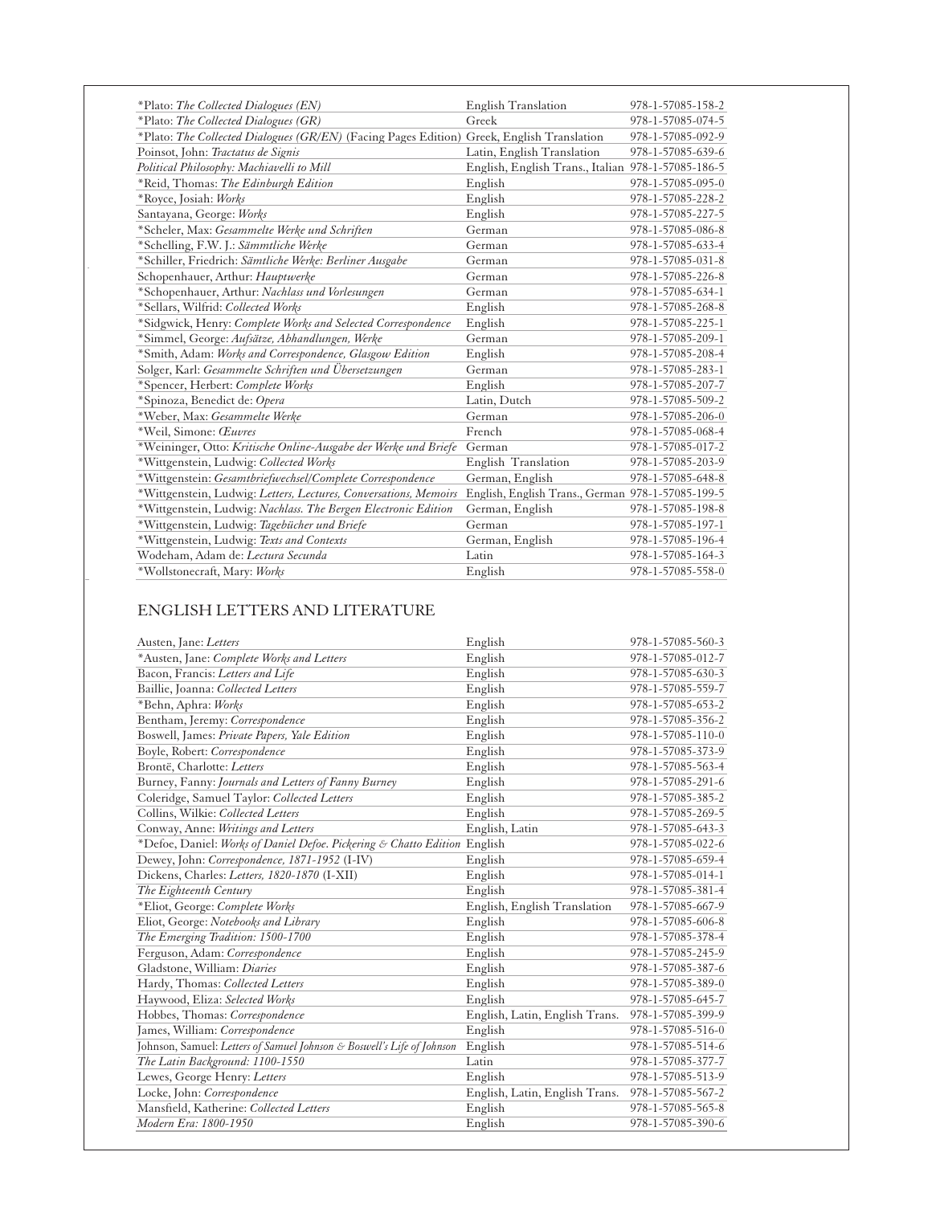| | | |
|---|---|---|
| *Plato: *The Collected Dialogues (EN)* | English Translation | 978-1-57085-158-2 |
| *Plato: *The Collected Dialogues (GR)* | Greek | 978-1-57085-074-5 |
| *Plato: *The Collected Dialogues (GR/EN)* (Facing Pages Edition) | Greek, English Translation | 978-1-57085-092-9 |
| Poinsot, John: *Tractatus de Signis* | Latin, English Translation | 978-1-57085-639-6 |
| *Political Philosophy: Machiavelli to Mill* | English, English Trans., Italian | 978-1-57085-186-5 |
| *Reid, Thomas: *The Edinburgh Edition* | English | 978-1-57085-095-0 |
| *Royce, Josiah: *Works* | English | 978-1-57085-228-2 |
| Santayana, George: *Works* | English | 978-1-57085-227-5 |
| *Scheler, Max: *Gesammelte Werke und Schriften* | German | 978-1-57085-086-8 |
| *Schelling, F.W. J.: *Sämmtliche Werke* | German | 978-1-57085-633-4 |
| *Schiller, Friedrich: *Sämtliche Werke: Berliner Ausgabe* | German | 978-1-57085-031-8 |
| Schopenhauer, Arthur: *Hauptwerke* | German | 978-1-57085-226-8 |
| *Schopenhauer, Arthur: *Nachlass und Vorlesungen* | German | 978-1-57085-634-1 |
| *Sellars, Wilfrid: *Collected Works* | English | 978-1-57085-268-8 |
| *Sidgwick, Henry: *Complete Works and Selected Correspondence* | English | 978-1-57085-225-1 |
| *Simmel, George: *Aufsätze, Abhandlungen, Werke* | German | 978-1-57085-209-1 |
| *Smith, Adam: *Works and Correspondence, Glasgow Edition* | English | 978-1-57085-208-4 |
| Solger, Karl: *Gesammelte Schriften und Übersetzungen* | German | 978-1-57085-283-1 |
| *Spencer, Herbert: *Complete Works* | English | 978-1-57085-207-7 |
| *Spinoza, Benedict de: *Opera* | Latin, Dutch | 978-1-57085-509-2 |
| *Weber, Max: *Gesammelte Werke* | German | 978-1-57085-206-0 |
| *Weil, Simone: *Œuvres* | French | 978-1-57085-068-4 |
| *Weininger, Otto: *Kritische Online-Ausgabe der Werke und Briefe* | German | 978-1-57085-017-2 |
| *Wittgenstein, Ludwig: *Collected Works* | English Translation | 978-1-57085-203-9 |
| *Wittgenstein: *Gesamtbriefwechsel/Complete Correspondence* | German, English | 978-1-57085-648-8 |
| *Wittgenstein, Ludwig: *Letters, Lectures, Conversations, Memoirs* | English, English Trans., German | 978-1-57085-199-5 |
| *Wittgenstein, Ludwig: *Nachlass. The Bergen Electronic Edition* | German, English | 978-1-57085-198-8 |
| *Wittgenstein, Ludwig: *Tagebücher und Briefe* | German | 978-1-57085-197-1 |
| *Wittgenstein, Ludwig: *Texts and Contexts* | German, English | 978-1-57085-196-4 |
| Wodeham, Adam de: *Lectura Secunda* | Latin | 978-1-57085-164-3 |
| *Wollstonecraft, Mary: *Works* | English | 978-1-57085-558-0 |

## ENGLISH LETTERS AND LITERATURE

| | | |
|---|---|---|
| Austen, Jane: *Letters* | English | 978-1-57085-560-3 |
| *Austen, Jane: *Complete Works and Letters* | English | 978-1-57085-012-7 |
| Bacon, Francis: *Letters and Life* | English | 978-1-57085-630-3 |
| Baillie, Joanna: *Collected Letters* | English | 978-1-57085-559-7 |
| *Behn, Aphra: *Works* | English | 978-1-57085-653-2 |
| Bentham, Jeremy: *Correspondence* | English | 978-1-57085-356-2 |
| Boswell, James: *Private Papers, Yale Edition* | English | 978-1-57085-110-0 |
| Boyle, Robert: *Correspondence* | English | 978-1-57085-373-9 |
| Brontë, Charlotte: *Letters* | English | 978-1-57085-563-4 |
| Burney, Fanny: *Journals and Letters of Fanny Burney* | English | 978-1-57085-291-6 |
| Coleridge, Samuel Taylor: *Collected Letters* | English | 978-1-57085-385-2 |
| Collins, Wilkie: *Collected Letters* | English | 978-1-57085-269-5 |
| Conway, Anne: *Writings and Letters* | English, Latin | 978-1-57085-643-3 |
| *Defoe, Daniel: *Works of Daniel Defoe. Pickering & Chatto Edition* | English | 978-1-57085-022-6 |
| Dewey, John: *Correspondence, 1871-1952* (I-IV) | English | 978-1-57085-659-4 |
| Dickens, Charles: *Letters, 1820-1870* (I-XII) | English | 978-1-57085-014-1 |
| *The Eighteenth Century* | English | 978-1-57085-381-4 |
| *Eliot, George: *Complete Works* | English, English Translation | 978-1-57085-667-9 |
| Eliot, George: *Notebooks and Library* | English | 978-1-57085-606-8 |
| *The Emerging Tradition: 1500-1700* | English | 978-1-57085-378-4 |
| Ferguson, Adam: *Correspondence* | English | 978-1-57085-245-9 |
| Gladstone, William: *Diaries* | English | 978-1-57085-387-6 |
| Hardy, Thomas: *Collected Letters* | English | 978-1-57085-389-0 |
| Haywood, Eliza: *Selected Works* | English | 978-1-57085-645-7 |
| Hobbes, Thomas: *Correspondence* | English, Latin, English Trans. | 978-1-57085-399-9 |
| James, William: *Correspondence* | English | 978-1-57085-516-0 |
| Johnson, Samuel: *Letters of Samuel Johnson & Boswell's Life of Johnson* | English | 978-1-57085-514-6 |
| *The Latin Background: 1100-1550* | Latin | 978-1-57085-377-7 |
| Lewes, George Henry: *Letters* | English | 978-1-57085-513-9 |
| Locke, John: *Correspondence* | English, Latin, English Trans. | 978-1-57085-567-2 |
| Mansfield, Katherine: *Collected Letters* | English | 978-1-57085-565-8 |
| *Modern Era: 1800-1950* | English | 978-1-57085-390-6 |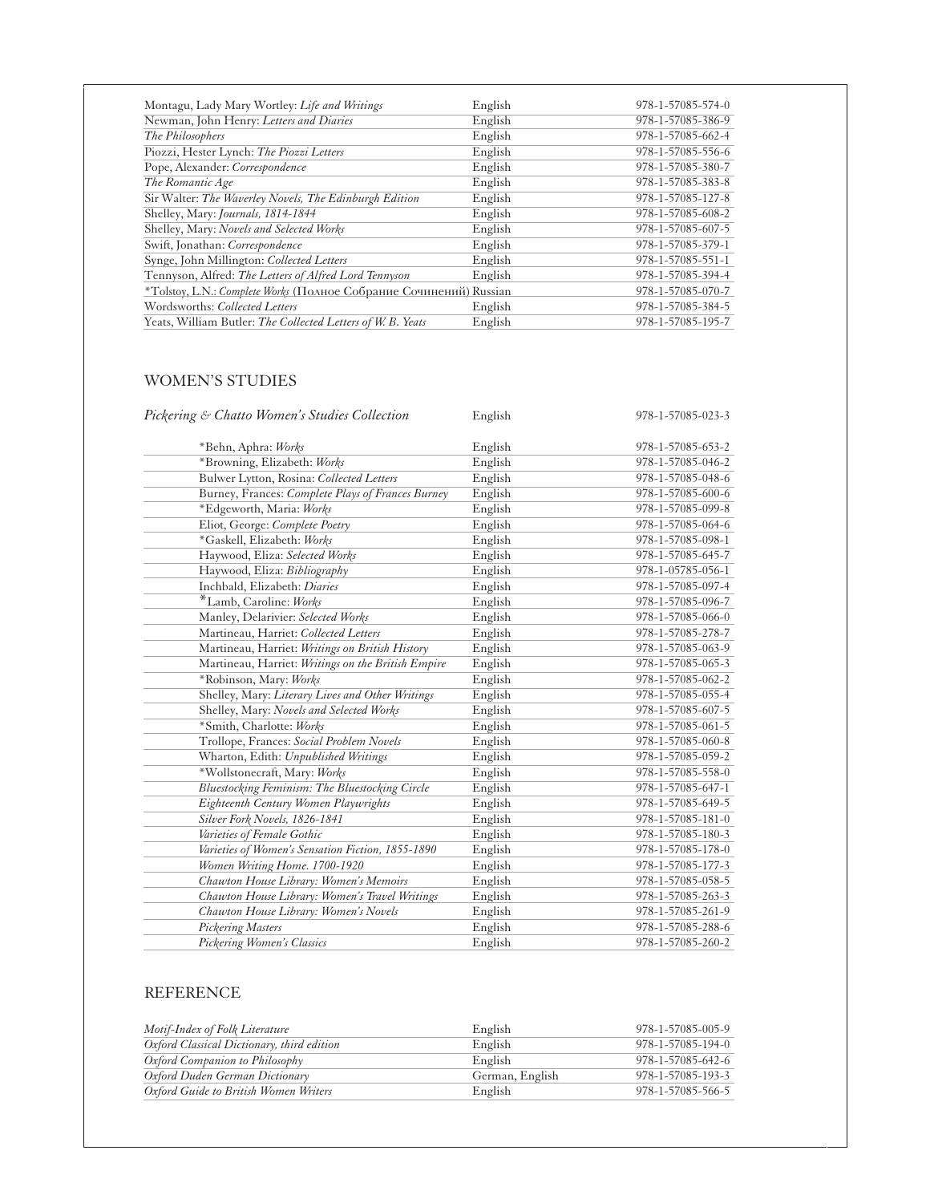| | | |
|---|---|---|
| Montagu, Lady Mary Wortley: *Life and Writings* | English | 978-1-57085-574-0 |
| Newman, John Henry: *Letters and Diaries* | English | 978-1-57085-386-9 |
| *The Philosophers* | English | 978-1-57085-662-4 |
| Piozzi, Hester Lynch: *The Piozzi Letters* | English | 978-1-57085-556-6 |
| Pope, Alexander: *Correspondence* | English | 978-1-57085-380-7 |
| *The Romantic Age* | English | 978-1-57085-383-8 |
| Sir Walter: *The Waverley Novels, The Edinburgh Edition* | English | 978-1-57085-127-8 |
| Shelley, Mary: *Journals, 1814-1844* | English | 978-1-57085-608-2 |
| Shelley, Mary: *Novels and Selected Works* | English | 978-1-57085-607-5 |
| Swift, Jonathan: *Correspondence* | English | 978-1-57085-379-1 |
| Synge, John Millington: *Collected Letters* | English | 978-1-57085-551-1 |
| Tennyson, Alfred: *The Letters of Alfred Lord Tennyson* | English | 978-1-57085-394-4 |
| *Tolstoy, L.N.: *Complete Works* (Полное Собрание Сочинений) | Russian | 978-1-57085-070-7 |
| Wordsworths: *Collected Letters* | English | 978-1-57085-384-5 |
| Yeats, William Butler: *The Collected Letters of W. B. Yeats* | English | 978-1-57085-195-7 |

## WOMEN'S STUDIES

| | | |
|---|---|---|
| *Pickering & Chatto Women's Studies Collection* | English | 978-1-57085-023-3 |
| *Behn, Aphra: *Works* | English | 978-1-57085-653-2 |
| *Browning, Elizabeth: *Works* | English | 978-1-57085-046-2 |
| Bulwer Lytton, Rosina: *Collected Letters* | English | 978-1-57085-048-6 |
| Burney, Frances: *Complete Plays of Frances Burney* | English | 978-1-57085-600-6 |
| *Edgeworth, Maria: *Works* | English | 978-1-57085-099-8 |
| Eliot, George: *Complete Poetry* | English | 978-1-57085-064-6 |
| *Gaskell, Elizabeth: *Works* | English | 978-1-57085-098-1 |
| Haywood, Eliza: *Selected Works* | English | 978-1-57085-645-7 |
| Haywood, Eliza: *Bibliography* | English | 978-1-05785-056-1 |
| Inchbald, Elizabeth: *Diaries* | English | 978-1-57085-097-4 |
| *Lamb, Caroline: *Works* | English | 978-1-57085-096-7 |
| Manley, Delarivier: *Selected Works* | English | 978-1-57085-066-0 |
| Martineau, Harriet: *Collected Letters* | English | 978-1-57085-278-7 |
| Martineau, Harriet: *Writings on British History* | English | 978-1-57085-063-9 |
| Martineau, Harriet: *Writings on the British Empire* | English | 978-1-57085-065-3 |
| *Robinson, Mary: *Works* | English | 978-1-57085-062-2 |
| Shelley, Mary: *Literary Lives and Other Writings* | English | 978-1-57085-055-4 |
| Shelley, Mary: *Novels and Selected Works* | English | 978-1-57085-607-5 |
| *Smith, Charlotte: *Works* | English | 978-1-57085-061-5 |
| Trollope, Frances: *Social Problem Novels* | English | 978-1-57085-060-8 |
| Wharton, Edith: *Unpublished Writings* | English | 978-1-57085-059-2 |
| *Wollstonecraft, Mary: *Works* | English | 978-1-57085-558-0 |
| *Bluestocking Feminism: The Bluestocking Circle* | English | 978-1-57085-647-1 |
| *Eighteenth Century Women Playwrights* | English | 978-1-57085-649-5 |
| *Silver Fork Novels, 1826-1841* | English | 978-1-57085-181-0 |
| *Varieties of Female Gothic* | English | 978-1-57085-180-3 |
| *Varieties of Women's Sensation Fiction, 1855-1890* | English | 978-1-57085-178-0 |
| *Women Writing Home. 1700-1920* | English | 978-1-57085-177-3 |
| *Chawton House Library: Women's Memoirs* | English | 978-1-57085-058-5 |
| *Chawton House Library: Women's Travel Writings* | English | 978-1-57085-263-3 |
| *Chawton House Library: Women's Novels* | English | 978-1-57085-261-9 |
| *Pickering Masters* | English | 978-1-57085-288-6 |
| *Pickering Women's Classics* | English | 978-1-57085-260-2 |

## REFERENCE

| | | |
|---|---|---|
| *Motif-Index of Folk Literature* | English | 978-1-57085-005-9 |
| *Oxford Classical Dictionary, third edition* | English | 978-1-57085-194-0 |
| *Oxford Companion to Philosophy* | English | 978-1-57085-642-6 |
| *Oxford Duden German Dictionary* | German, English | 978-1-57085-193-3 |
| *Oxford Guide to British Women Writers* | English | 978-1-57085-566-5 |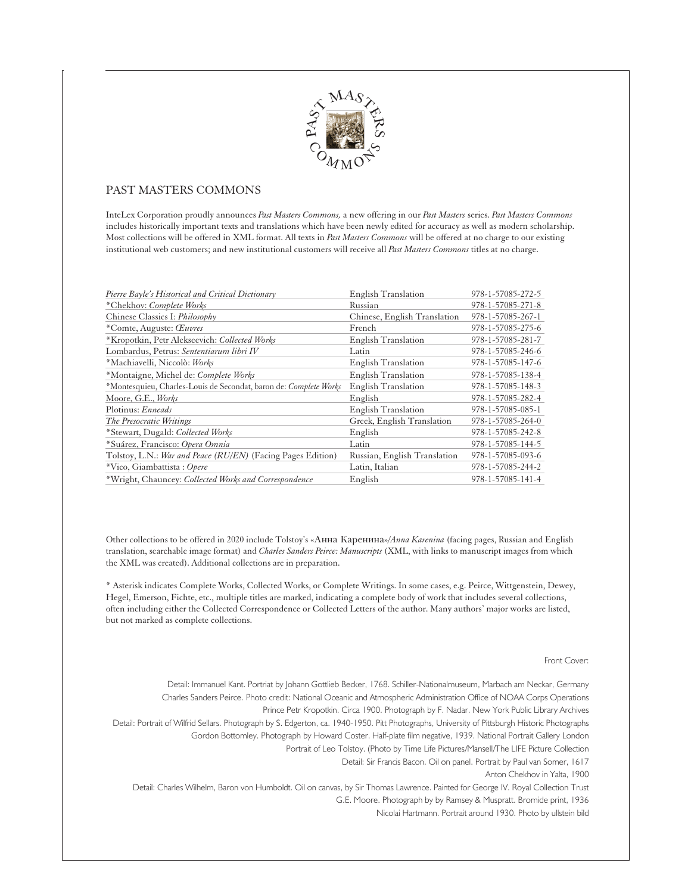# PAST MASTERS COMMONS

InteLex Corporation proudly announces *Past Masters Commons,* a new offering in our *Past Masters* series. *Past Masters Commons* includes historically important texts and translations which have been newly edited for accuracy as well as modern scholarship. Most collections will be offered in XML format. All texts in *Past Masters Commons* will be offered at no charge to our existing institutional web customers; and new institutional customers will receive all *Past Masters Commons* titles at no charge.

| | | |
|---|---|---|
| *Pierre Bayle's Historical and Critical Dictionary* | English Translation | 978-1-57085-272-5 |
| *Chekhov: *Complete Works* | Russian | 978-1-57085-271-8 |
| Chinese Classics I: *Philosophy* | Chinese, English Translation | 978-1-57085-267-1 |
| *Comte, Auguste: *Œuvres* | French | 978-1-57085-275-6 |
| *Kropotkin, Petr Alekseevich: *Collected Works* | English Translation | 978-1-57085-281-7 |
| Lombardus, Petrus: *Sententiarum libri IV* | Latin | 978-1-57085-246-6 |
| *Machiavelli, Niccolò: *Works* | English Translation | 978-1-57085-147-6 |
| *Montaigne, Michel de: *Complete Works* | English Translation | 978-1-57085-138-4 |
| *Montesquieu, Charles-Louis de Secondat, baron de: *Complete Works* | English Translation | 978-1-57085-148-3 |
| Moore, G.E., *Works* | English | 978-1-57085-282-4 |
| Plotinus: *Enneads* | English Translation | 978-1-57085-085-1 |
| *The Presocratic Writings* | Greek, English Translation | 978-1-57085-264-0 |
| *Stewart, Dugald: *Collected Works* | English | 978-1-57085-242-8 |
| *Suárez, Francisco: *Opera Omnia* | Latin | 978-1-57085-144-5 |
| Tolstoy, L.N.: *War and Peace (RU/EN)* (Facing Pages Edition) | Russian, English Translation | 978-1-57085-093-6 |
| *Vico, Giambattista : *Opere* | Latin, Italian | 978-1-57085-244-2 |
| *Wright, Chauncey: *Collected Works and Correspondence* | English | 978-1-57085-141-4 |

Other collections to be offered in 2020 include Tolstoy's «Анна Каренина»/*Anna Karenina* (facing pages, Russian and English translation, searchable image format) and *Charles Sanders Peirce: Manuscripts* (XML, with links to manuscript images from which the XML was created). Additional collections are in preparation.

* Asterisk indicates Complete Works, Collected Works, or Complete Writings. In some cases, e.g. Peirce, Wittgenstein, Dewey, Hegel, Emerson, Fichte, etc., multiple titles are marked, indicating a complete body of work that includes several collections, often including either the Collected Correspondence or Collected Letters of the author. Many authors' major works are listed, but not marked as complete collections.

Front Cover:

Detail: Immanuel Kant. Portriat by Johann Gottlieb Becker, 1768. Schiller-Nationalmuseum, Marbach am Neckar, Germany
Charles Sanders Peirce. Photo credit: National Oceanic and Atmospheric Administration Office of NOAA Corps Operations
Prince Petr Kropotkin. Circa 1900. Photograph by F. Nadar. New York Public Library Archives
Detail: Portrait of Wilfrid Sellars. Photograph by S. Edgerton, ca. 1940-1950. Pitt Photographs, University of Pittsburgh Historic Photographs
Gordon Bottomley. Photograph by Howard Coster. Half-plate film negative, 1939. National Portrait Gallery London
Portrait of Leo Tolstoy. (Photo by Time Life Pictures/Mansell/The LIFE Picture Collection
Detail: Sir Francis Bacon. Oil on panel. Portrait by Paul van Somer, 1617
Anton Chekhov in Yalta, 1900
Detail: Charles Wilhelm, Baron von Humboldt. Oil on canvas, by Sir Thomas Lawrence. Painted for George IV. Royal Collection Trust
G.E. Moore. Photograph by by Ramsey & Muspratt. Bromide print, 1936
Nicolai Hartmann. Portrait around 1930. Photo by ullstein bild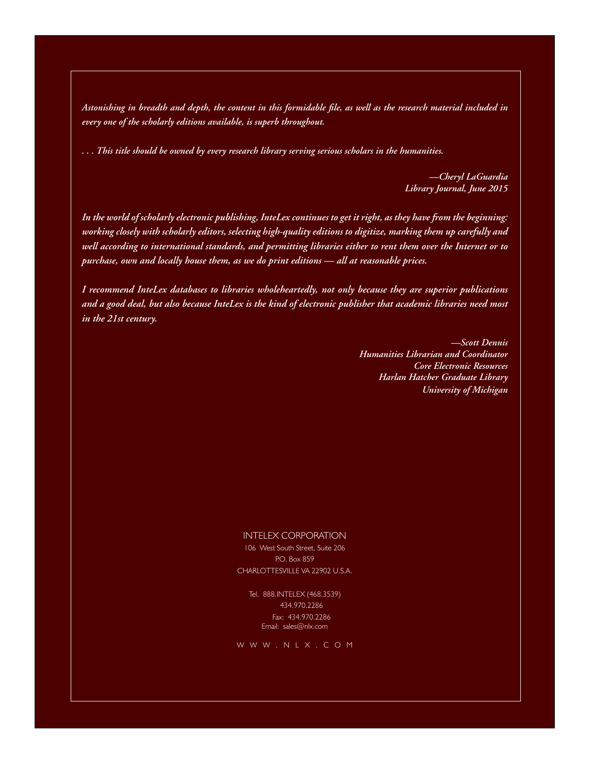*Astonishing in breadth and depth, the content in this formidable file, as well as the research material included in every one of the scholarly editions available, is superb throughout.*

*. . . This title should be owned by every research library serving serious scholars in the humanities.*

*—Cheryl LaGuardia*
*Library Journal, June 2015*

*In the world of scholarly electronic publishing, InteLex continues to get it right, as they have from the beginning: working closely with scholarly editors, selecting high-quality editions to digitize, marking them up carefully and well according to international standards, and permitting libraries either to rent them over the Internet or to purchase, own and locally house them, as we do print editions — all at reasonable prices.*

*I recommend InteLex databases to libraries wholeheartedly, not only because they are superior publications and a good deal, but also because InteLex is the kind of electronic publisher that academic libraries need most in the 21st century.*

*—Scott Dennis*
*Humanities Librarian and Coordinator*
*Core Electronic Resources*
*Harlan Hatcher Graduate Library*
*University of Michigan*

INTELEX CORPORATION
106 West South Street, Suite 206
P.O. Box 859
CHARLOTTESVILLE VA 22902 U.S.A.

Tel. 888.INTELEX (468.3539)
434.970.2286
Fax: 434.970.2286
Email: sales@nlx.com

W W W . N L X . C O M